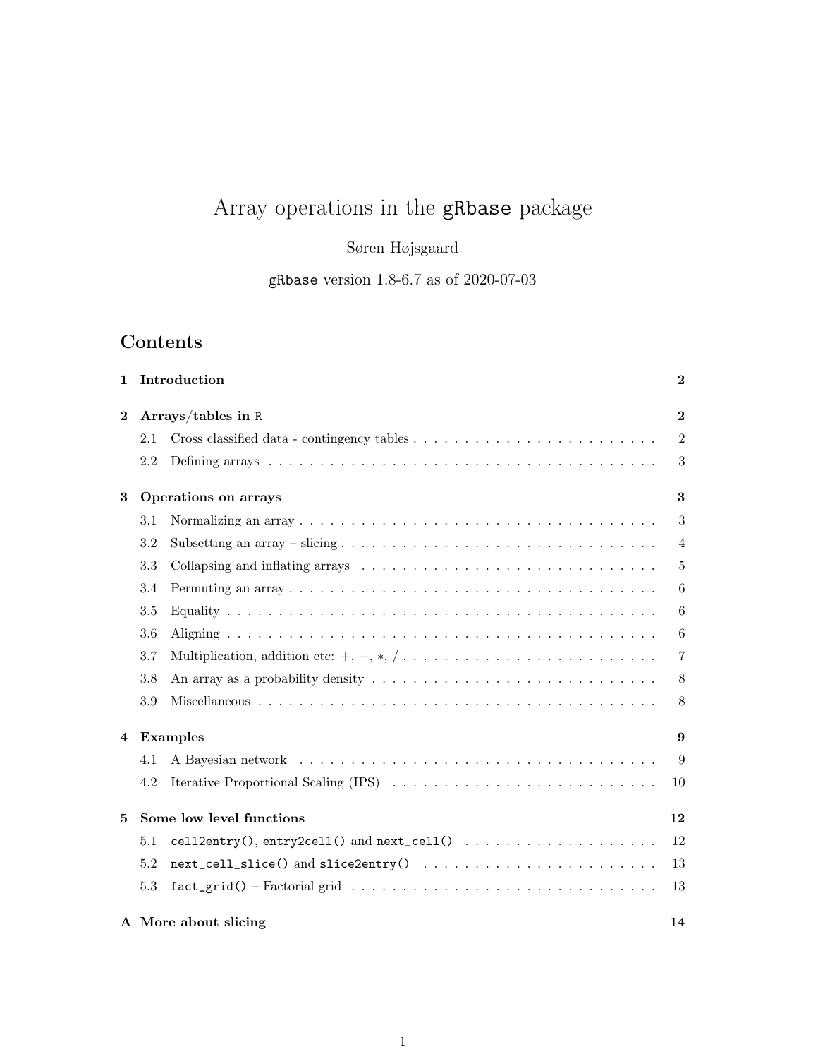# Array operations in the gRbase package

Søren Højsgaard

gRbase version 1.8-6.7 as of 2020-07-03

## Contents

| | | |
|---|---|---|
| **1** | **Introduction** | **2** |
| **2** | **Arrays/tables in R** | **2** |
| 2.1 | Cross classified data - contingency tables | 2 |
| 2.2 | Defining arrays | 3 |
| **3** | **Operations on arrays** | **3** |
| 3.1 | Normalizing an array | 3 |
| 3.2 | Subsetting an array – slicing | 4 |
| 3.3 | Collapsing and inflating arrays | 5 |
| 3.4 | Permuting an array | 6 |
| 3.5 | Equality | 6 |
| 3.6 | Aligning | 6 |
| 3.7 | Multiplication, addition etc: $+, -, *, /$ | 7 |
| 3.8 | An array as a probability density | 8 |
| 3.9 | Miscellaneous | 8 |
| **4** | **Examples** | **9** |
| 4.1 | A Bayesian network | 9 |
| 4.2 | Iterative Proportional Scaling (IPS) | 10 |
| **5** | **Some low level functions** | **12** |
| 5.1 | `cell2entry()`, `entry2cell()` and `next_cell()` | 12 |
| 5.2 | `next_cell_slice()` and `slice2entry()` | 13 |
| 5.3 | `fact_grid()` – Factorial grid | 13 |
| **A** | **More about slicing** | **14** |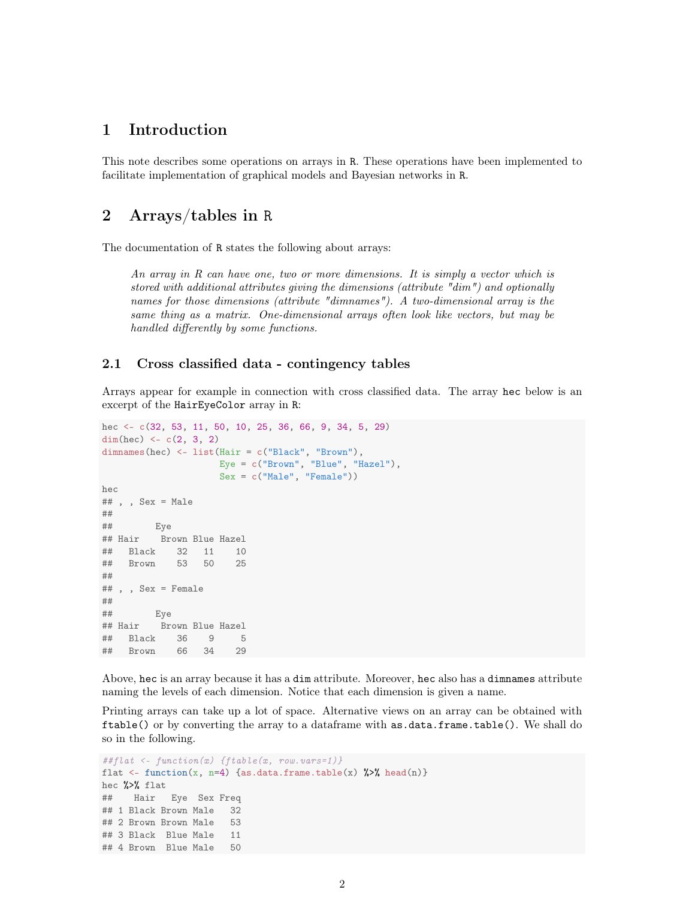# 1 Introduction

This note describes some operations on arrays in R. These operations have been implemented to facilitate implementation of graphical models and Bayesian networks in R.

# 2 Arrays/tables in R

The documentation of R states the following about arrays:

> *An array in R can have one, two or more dimensions. It is simply a vector which is stored with additional attributes giving the dimensions (attribute "dim") and optionally names for those dimensions (attribute "dimnames"). A two-dimensional array is the same thing as a matrix. One-dimensional arrays often look like vectors, but may be handled differently by some functions.*

## 2.1 Cross classified data - contingency tables

Arrays appear for example in connection with cross classified data. The array `hec` below is an excerpt of the `HairEyeColor` array in R:

```
hec <- c(32, 53, 11, 50, 10, 25, 36, 66, 9, 34, 5, 29)
dim(hec) <- c(2, 3, 2)
dimnames(hec) <- list(Hair = c("Black", "Brown"),
                      Eye = c("Brown", "Blue", "Hazel"),
                      Sex = c("Male", "Female"))
hec
## , , Sex = Male
##
##        Eye
## Hair    Brown Blue Hazel
##   Black    32   11    10
##   Brown    53   50    25
##
## , , Sex = Female
##
##        Eye
## Hair    Brown Blue Hazel
##   Black    36    9     5
##   Brown    66   34    29
```

Above, `hec` is an array because it has a `dim` attribute. Moreover, `hec` also has a `dimnames` attribute naming the levels of each dimension. Notice that each dimension is given a name.

Printing arrays can take up a lot of space. Alternative views on an array can be obtained with `ftable()` or by converting the array to a dataframe with `as.data.frame.table()`. We shall do so in the following.

```
##flat <- function(x) {ftable(x, row.vars=1)}
flat <- function(x, n=4) {as.data.frame.table(x) %>% head(n)}
hec %>% flat
##    Hair   Eye  Sex Freq
## 1 Black Brown Male   32
## 2 Brown Brown Male   53
## 3 Black  Blue Male   11
## 4 Brown  Blue Male   50
```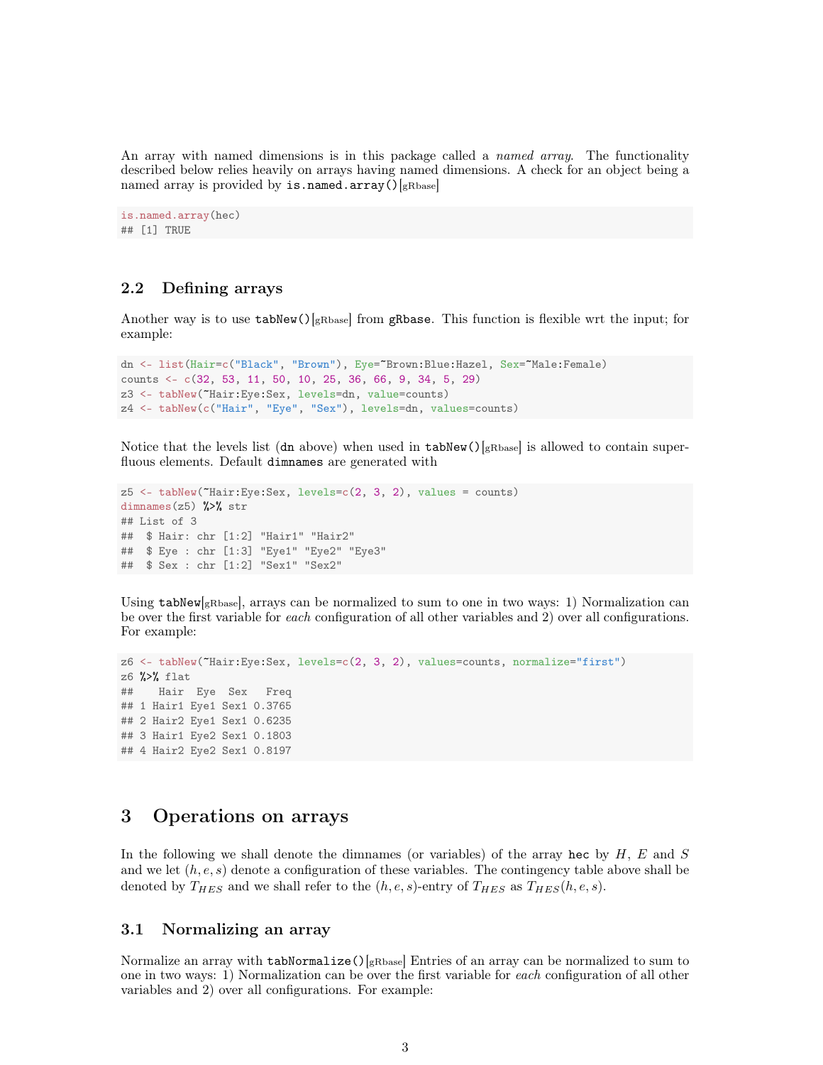An array with named dimensions is in this package called a *named array*. The functionality described below relies heavily on arrays having named dimensions. A check for an object being a named array is provided by `is.named.array()`[gRbase]

```
is.named.array(hec)
## [1] TRUE
```

## 2.2 Defining arrays

Another way is to use `tabNew()`[gRbase] from **gRbase**. This function is flexible wrt the input; for example:

```
dn <- list(Hair=c("Black", "Brown"), Eye=~Brown:Blue:Hazel, Sex=~Male:Female)
counts <- c(32, 53, 11, 50, 10, 25, 36, 66, 9, 34, 5, 29)
z3 <- tabNew(~Hair:Eye:Sex, levels=dn, value=counts)
z4 <- tabNew(c("Hair", "Eye", "Sex"), levels=dn, values=counts)
```

Notice that the levels list (`dn` above) when used in `tabNew()`[gRbase] is allowed to contain superfluous elements. Default `dimnames` are generated with

```
z5 <- tabNew(~Hair:Eye:Sex, levels=c(2, 3, 2), values = counts)
dimnames(z5) %>% str
## List of 3
##  $ Hair: chr [1:2] "Hair1" "Hair2"
##  $ Eye : chr [1:3] "Eye1" "Eye2" "Eye3"
##  $ Sex : chr [1:2] "Sex1" "Sex2"
```

Using `tabNew`[gRbase], arrays can be normalized to sum to one in two ways: 1) Normalization can be over the first variable for *each* configuration of all other variables and 2) over all configurations. For example:

```
z6 <- tabNew(~Hair:Eye:Sex, levels=c(2, 3, 2), values=counts, normalize="first")
z6 %>% flat
##    Hair  Eye  Sex   Freq
## 1 Hair1 Eye1 Sex1 0.3765
## 2 Hair2 Eye1 Sex1 0.6235
## 3 Hair1 Eye2 Sex1 0.1803
## 4 Hair2 Eye2 Sex1 0.8197
```

# 3 Operations on arrays

In the following we shall denote the dimnames (or variables) of the array `hec` by $H$, $E$ and $S$ and we let $(h, e, s)$ denote a configuration of these variables. The contingency table above shall be denoted by $T_{HES}$ and we shall refer to the $(h, e, s)$-entry of $T_{HES}$ as $T_{HES}(h, e, s)$.

## 3.1 Normalizing an array

Normalize an array with `tabNormalize()`[gRbase] Entries of an array can be normalized to sum to one in two ways: 1) Normalization can be over the first variable for *each* configuration of all other variables and 2) over all configurations. For example: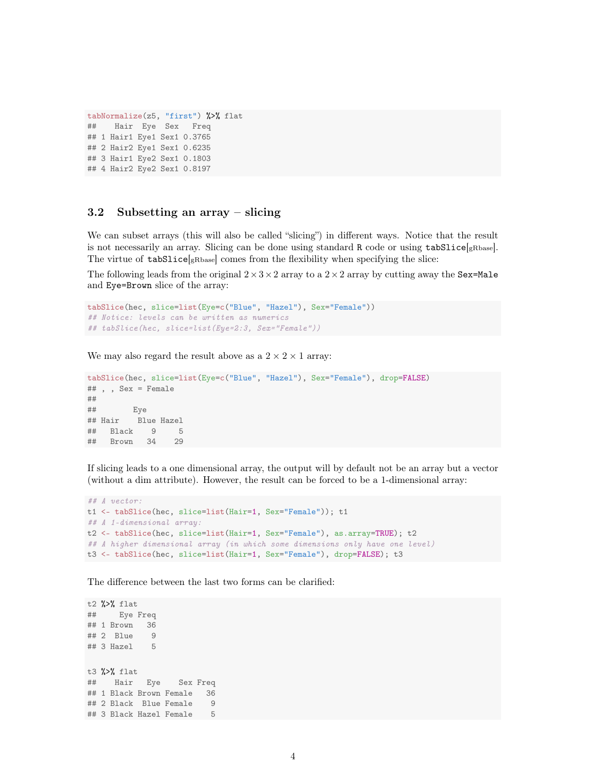```r
tabNormalize(z5, "first") %>% flat
##    Hair  Eye  Sex   Freq
## 1 Hair1 Eye1 Sex1 0.3765
## 2 Hair2 Eye1 Sex1 0.6235
## 3 Hair1 Eye2 Sex1 0.1803
## 4 Hair2 Eye2 Sex1 0.8197
```

### 3.2 Subsetting an array – slicing

We can subset arrays (this will also be called "slicing") in different ways. Notice that the result is not necessarily an array. Slicing can be done using standard R code or using `tabSlice`[gRbase]. The virtue of `tabSlice`[gRbase] comes from the flexibility when specifying the slice:

The following leads from the original $2 \times 3 \times 2$ array to a $2 \times 2$ array by cutting away the `Sex=Male` and `Eye=Brown` slice of the array:

```r
tabSlice(hec, slice=list(Eye=c("Blue", "Hazel"), Sex="Female"))
## Notice: levels can be written as numerics
## tabSlice(hec, slice=list(Eye=2:3, Sex="Female"))
```

We may also regard the result above as a $2 \times 2 \times 1$ array:

```r
tabSlice(hec, slice=list(Eye=c("Blue", "Hazel"), Sex="Female"), drop=FALSE)
## , , Sex = Female
## 
##        Eye
## Hair    Blue Hazel
##   Black    9     5
##   Brown   34    29
```

If slicing leads to a one dimensional array, the output will by default not be an array but a vector (without a dim attribute). However, the result can be forced to be a 1-dimensional array:

```r
## A vector:
t1 <- tabSlice(hec, slice=list(Hair=1, Sex="Female")); t1
## A 1-dimensional array:
t2 <- tabSlice(hec, slice=list(Hair=1, Sex="Female"), as.array=TRUE); t2
## A higher dimensional array (in which some dimensions only have one level)
t3 <- tabSlice(hec, slice=list(Hair=1, Sex="Female"), drop=FALSE); t3
```

The difference between the last two forms can be clarified:

```r
t2 %>% flat
##     Eye Freq
## 1 Brown   36
## 2  Blue    9
## 3 Hazel    5

t3 %>% flat
##    Hair   Eye    Sex Freq
## 1 Black Brown Female   36
## 2 Black  Blue Female    9
## 3 Black Hazel Female    5
```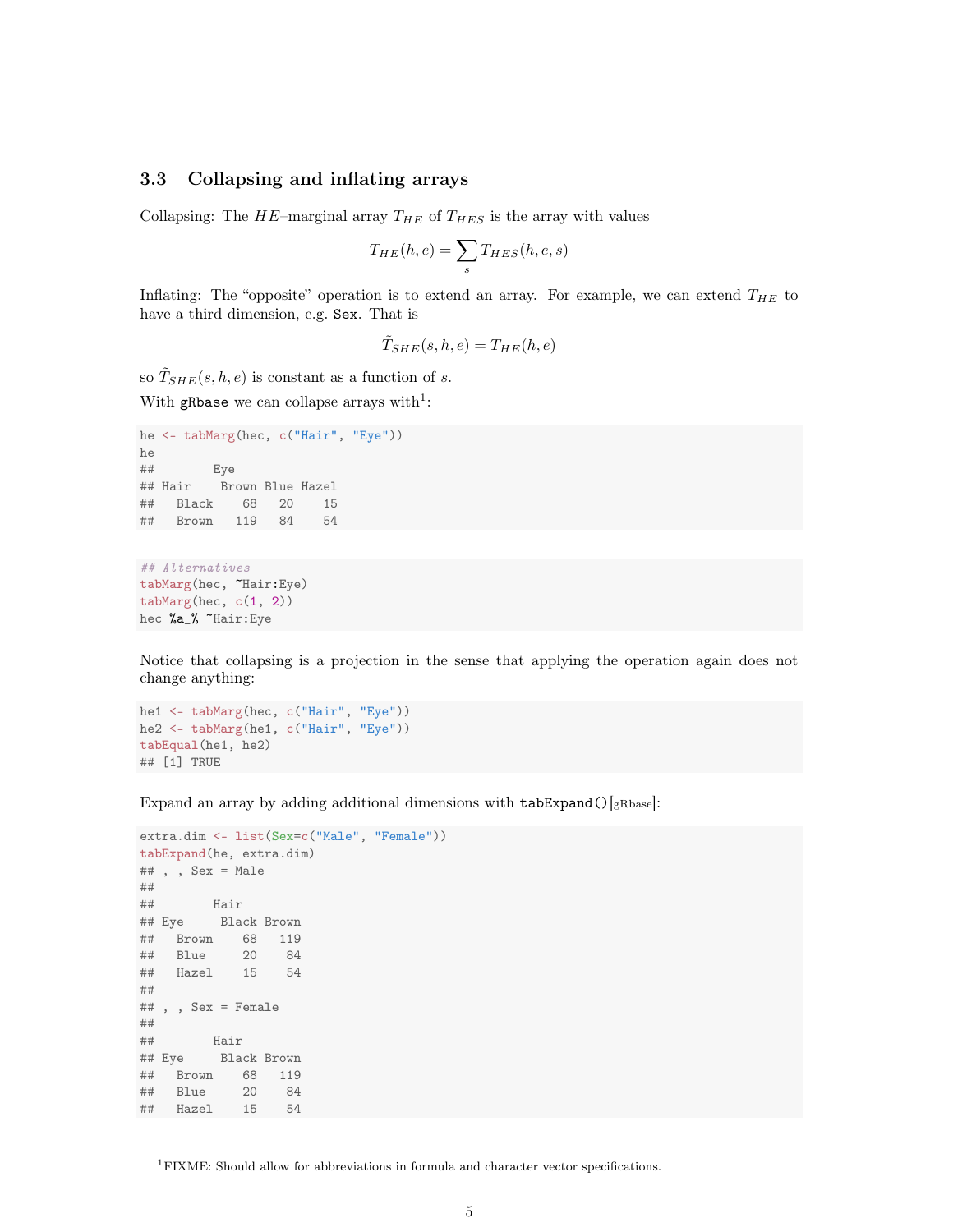### 3.3 Collapsing and inflating arrays

Collapsing: The $HE$–marginal array $T_{HE}$ of $T_{HES}$ is the array with values

$$T_{HE}(h, e) = \sum_{s} T_{HES}(h, e, s)$$

Inflating: The "opposite" operation is to extend an array. For example, we can extend $T_{HE}$ to have a third dimension, e.g. `Sex`. That is

$$\tilde{T}_{SHE}(s, h, e) = T_{HE}(h, e)$$

so $\tilde{T}_{SHE}(s, h, e)$ is constant as a function of $s$.

With `gRbase` we can collapse arrays with[1]:

```
he <- tabMarg(hec, c("Hair", "Eye"))
he
##        Eye
## Hair    Brown Blue Hazel
##   Black    68   20    15
##   Brown   119   84    54
```

```
## Alternatives
tabMarg(hec, ~Hair:Eye)
tabMarg(hec, c(1, 2))
hec %a_% ~Hair:Eye
```

Notice that collapsing is a projection in the sense that applying the operation again does not change anything:

```
he1 <- tabMarg(hec, c("Hair", "Eye"))
he2 <- tabMarg(he1, c("Hair", "Eye"))
tabEqual(he1, he2)
## [1] TRUE
```

Expand an array by adding additional dimensions with `tabExpand()`[gRbase]:

```
extra.dim <- list(Sex=c("Male", "Female"))
tabExpand(he, extra.dim)
## , , Sex = Male
##
##        Hair
## Eye     Black Brown
##   Brown    68   119
##   Blue     20    84
##   Hazel    15    54
##
## , , Sex = Female
##
##        Hair
## Eye     Black Brown
##   Brown    68   119
##   Blue     20    84
##   Hazel    15    54
```

[1] FIXME: Should allow for abbreviations in formula and character vector specifications.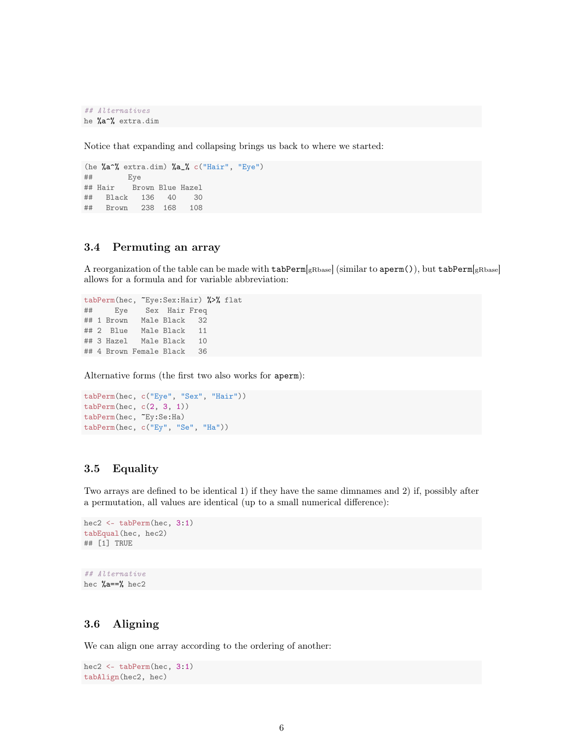```
## Alternatives
he %a^% extra.dim
```

Notice that expanding and collapsing brings us back to where we started:

```
(he %a^% extra.dim) %a_% c("Hair", "Eye")
##        Eye
## Hair    Brown Blue Hazel
##   Black   136   40    30
##   Brown   238  168   108
```

### 3.4 Permuting an array

A reorganization of the table can be made with tabPerm[gRbase] (similar to aperm()), but tabPerm[gRbase] allows for a formula and for variable abbreviation:

```
tabPerm(hec, ~Eye:Sex:Hair) %>% flat
##     Eye    Sex  Hair Freq
## 1 Brown   Male Black   32
## 2  Blue   Male Black   11
## 3 Hazel   Male Black   10
## 4 Brown Female Black   36
```

Alternative forms (the first two also works for aperm):

```
tabPerm(hec, c("Eye", "Sex", "Hair"))
tabPerm(hec, c(2, 3, 1))
tabPerm(hec, ~Ey:Se:Ha)
tabPerm(hec, c("Ey", "Se", "Ha"))
```

### 3.5 Equality

Two arrays are defined to be identical 1) if they have the same dimnames and 2) if, possibly after a permutation, all values are identical (up to a small numerical difference):

```
hec2 <- tabPerm(hec, 3:1)
tabEqual(hec, hec2)
## [1] TRUE
```

```
## Alternative
hec %a==% hec2
```

### 3.6 Aligning

We can align one array according to the ordering of another:

```
hec2 <- tabPerm(hec, 3:1)
tabAlign(hec2, hec)
```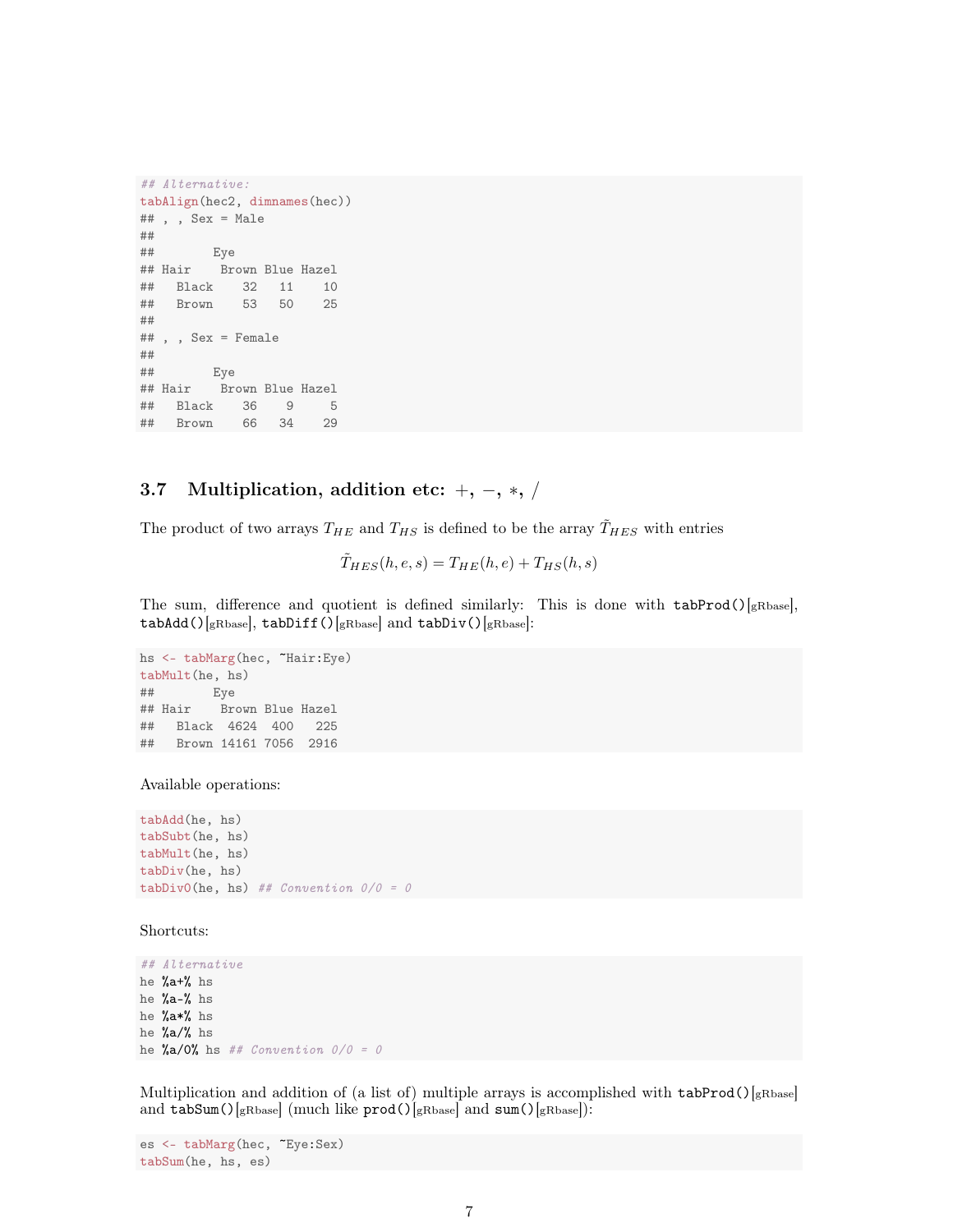```
## Alternative:
tabAlign(hec2, dimnames(hec))
## , , Sex = Male
##
##        Eye
## Hair    Brown Blue Hazel
##   Black    32   11    10
##   Brown    53   50    25
##
## , , Sex = Female
##
##        Eye
## Hair    Brown Blue Hazel
##   Black    36    9     5
##   Brown    66   34    29
```

### 3.7 Multiplication, addition etc: $+$, $-$, $*$, $/$

The product of two arrays $T_{HE}$ and $T_{HS}$ is defined to be the array $\tilde{T}_{HES}$ with entries

$$\tilde{T}_{HES}(h, e, s) = T_{HE}(h, e) + T_{HS}(h, s)$$

The sum, difference and quotient is defined similarly: This is done with `tabProd()`[gRbase], `tabAdd()`[gRbase], `tabDiff()`[gRbase] and `tabDiv()`[gRbase]:

```
hs <- tabMarg(hec, ~Hair:Eye)
tabMult(he, hs)
##        Eye
## Hair    Brown Blue Hazel
##   Black  4624  400   225
##   Brown 14161 7056  2916
```

Available operations:

```
tabAdd(he, hs)
tabSubt(he, hs)
tabMult(he, hs)
tabDiv(he, hs)
tabDiv0(he, hs) ## Convention 0/0 = 0
```

Shortcuts:

```
## Alternative
he %a+% hs
he %a-% hs
he %a*% hs
he %a/% hs
he %a/0% hs ## Convention 0/0 = 0
```

Multiplication and addition of (a list of) multiple arrays is accomplished with `tabProd()`[gRbase] and `tabSum()`[gRbase] (much like `prod()`[gRbase] and `sum()`[gRbase]):

```
es <- tabMarg(hec, ~Eye:Sex)
tabSum(he, hs, es)
```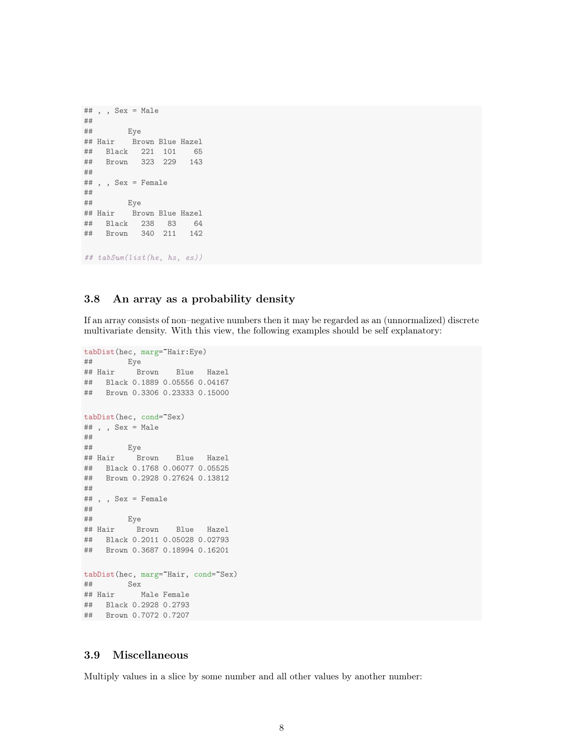```
## , , Sex = Male
## 
##        Eye
## Hair    Brown Blue Hazel
##   Black   221  101    65
##   Brown   323  229   143
## 
## , , Sex = Female
## 
##        Eye
## Hair    Brown Blue Hazel
##   Black   238   83    64
##   Brown   340  211   142

## tabSum(list(he, hs, es))
```

### 3.8 An array as a probability density

If an array consists of non–negative numbers then it may be regarded as an (unnormalized) discrete multivariate density. With this view, the following examples should be self explanatory:

```
tabDist(hec, marg=~Hair:Eye)
##        Eye
## Hair     Brown    Blue   Hazel
##   Black 0.1889 0.05556 0.04167
##   Brown 0.3306 0.23333 0.15000

tabDist(hec, cond=~Sex)
## , , Sex = Male
## 
##        Eye
## Hair     Brown    Blue   Hazel
##   Black 0.1768 0.06077 0.05525
##   Brown 0.2928 0.27624 0.13812
## 
## , , Sex = Female
## 
##        Eye
## Hair     Brown    Blue   Hazel
##   Black 0.2011 0.05028 0.02793
##   Brown 0.3687 0.18994 0.16201

tabDist(hec, marg=~Hair, cond=~Sex)
##        Sex
## Hair      Male Female
##   Black 0.2928 0.2793
##   Brown 0.7072 0.7207
```

### 3.9 Miscellaneous

Multiply values in a slice by some number and all other values by another number: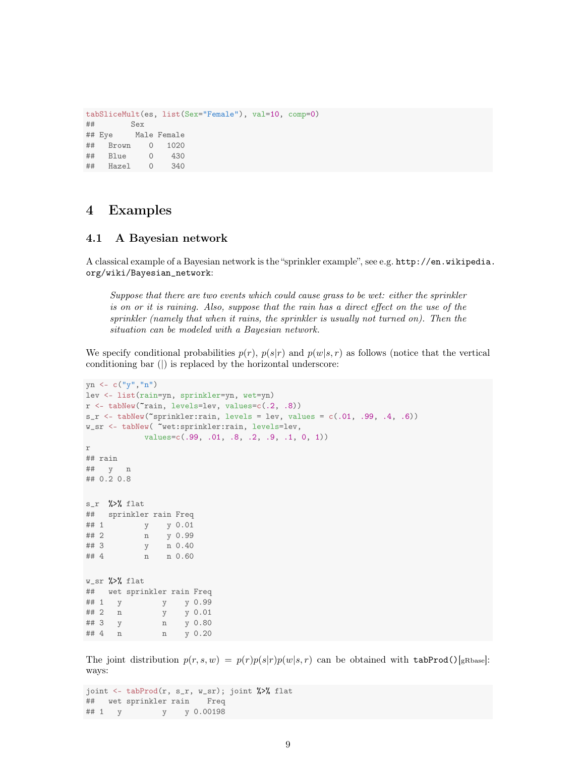```
tabSliceMult(es, list(Sex="Female"), val=10, comp=0)
##        Sex
## Eye     Male Female
##   Brown    0   1020
##   Blue     0    430
##   Hazel    0    340
```

# 4 Examples

## 4.1 A Bayesian network

A classical example of a Bayesian network is the "sprinkler example", see e.g. `http://en.wikipedia.org/wiki/Bayesian_network`:

> *Suppose that there are two events which could cause grass to be wet: either the sprinkler is on or it is raining. Also, suppose that the rain has a direct effect on the use of the sprinkler (namely that when it rains, the sprinkler is usually not turned on). Then the situation can be modeled with a Bayesian network.*

We specify conditional probabilities $p(r)$, $p(s|r)$ and $p(w|s,r)$ as follows (notice that the vertical conditioning bar (|) is replaced by the horizontal underscore:

```
yn <- c("y","n")
lev <- list(rain=yn, sprinkler=yn, wet=yn)
r <- tabNew(~rain, levels=lev, values=c(.2, .8))
s_r <- tabNew(~sprinkler:rain, levels = lev, values = c(.01, .99, .4, .6))
w_sr <- tabNew( ~wet:sprinkler:rain, levels=lev,
            values=c(.99, .01, .8, .2, .9, .1, 0, 1))
r
## rain
##   y   n
## 0.2 0.8

s_r  %>% flat
##   sprinkler rain Freq
## 1         y    y 0.01
## 2         n    y 0.99
## 3         y    n 0.40
## 4         n    n 0.60

w_sr %>% flat
##   wet sprinkler rain Freq
## 1   y         y    y 0.99
## 2   n         y    y 0.01
## 3   y         n    y 0.80
## 4   n         n    y 0.20
```

The joint distribution $p(r,s,w) = p(r)p(s|r)p(w|s,r)$ can be obtained with `tabProd()`[gRbase]: ways:

```
joint <- tabProd(r, s_r, w_sr); joint %>% flat
##   wet sprinkler rain    Freq
## 1   y         y    y 0.00198
```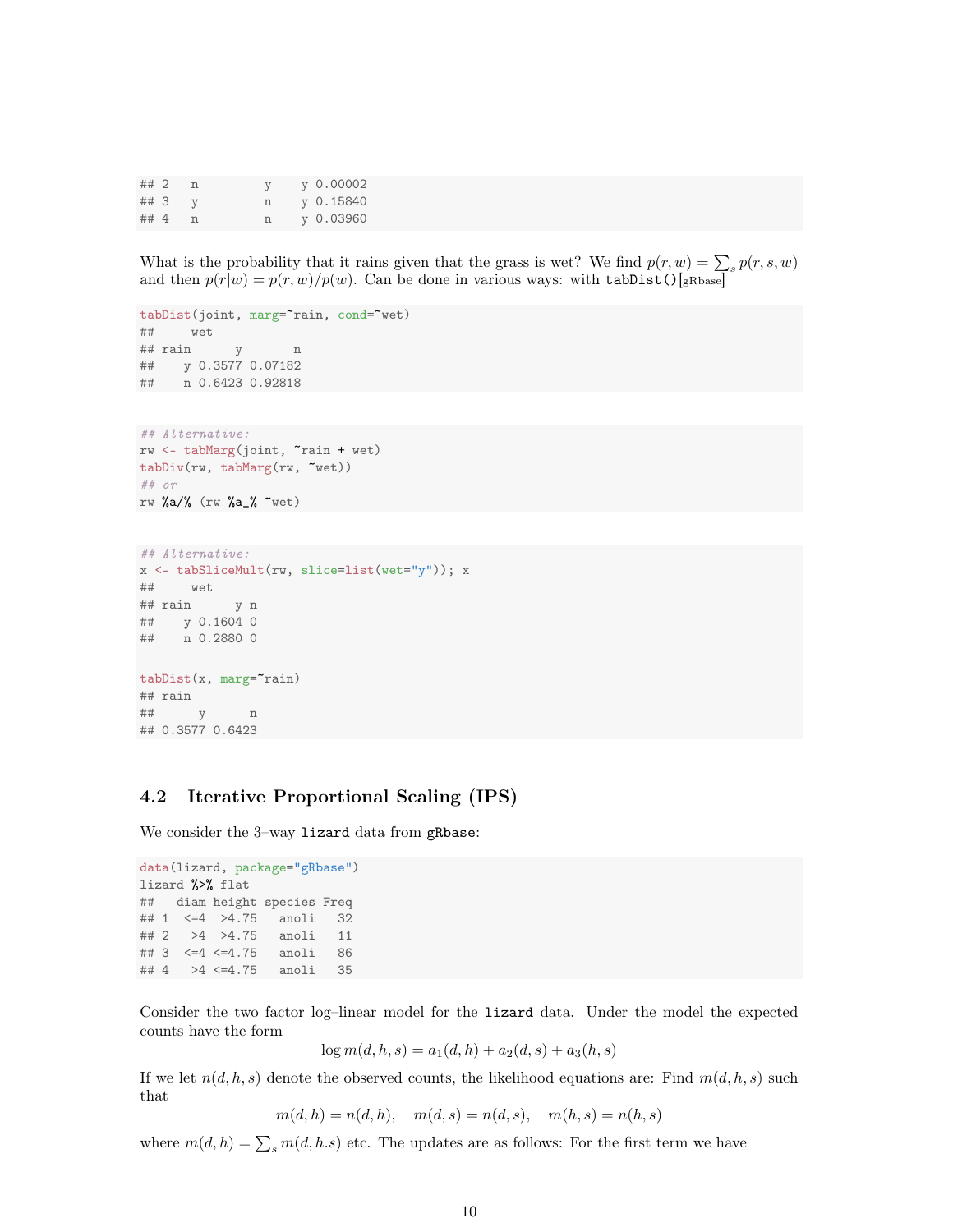```
## 2   n        y    y 0.00002
## 3   y        n    y 0.15840
## 4   n        n    y 0.03960
```

What is the probability that it rains given that the grass is wet? We find $p(r, w) = \sum_s p(r, s, w)$ and then $p(r|w) = p(r, w)/p(w)$. Can be done in various ways: with `tabDist()`[gRbase]

```
tabDist(joint, marg=~rain, cond=~wet)
##     wet
## rain      y       n
##    y 0.3577 0.07182
##    n 0.6423 0.92818
```

```
## Alternative:
rw <- tabMarg(joint, ~rain + wet)
tabDiv(rw, tabMarg(rw, ~wet))
## or
rw %a/% (rw %a_% ~wet)
```

```
## Alternative:
x <- tabSliceMult(rw, slice=list(wet="y")); x
##     wet
## rain      y n
##    y 0.1604 0
##    n 0.2880 0

tabDist(x, marg=~rain)
## rain
##      y      n
## 0.3577 0.6423
```

## 4.2 Iterative Proportional Scaling (IPS)

We consider the 3–way `lizard` data from `gRbase`:

```
data(lizard, package="gRbase")
lizard %>% flat
##   diam height species Freq
## 1  <=4  >4.75   anoli   32
## 2   >4  >4.75   anoli   11
## 3  <=4 <=4.75   anoli   86
## 4   >4 <=4.75   anoli   35
```

Consider the two factor log–linear model for the `lizard` data. Under the model the expected counts have the form

$$\log m(d, h, s) = a_1(d, h) + a_2(d, s) + a_3(h, s)$$

If we let $n(d, h, s)$ denote the observed counts, the likelihood equations are: Find $m(d, h, s)$ such that

$$m(d, h) = n(d, h), \quad m(d, s) = n(d, s), \quad m(h, s) = n(h, s)$$

where $m(d, h) = \sum_s m(d, h.s)$ etc. The updates are as follows: For the first term we have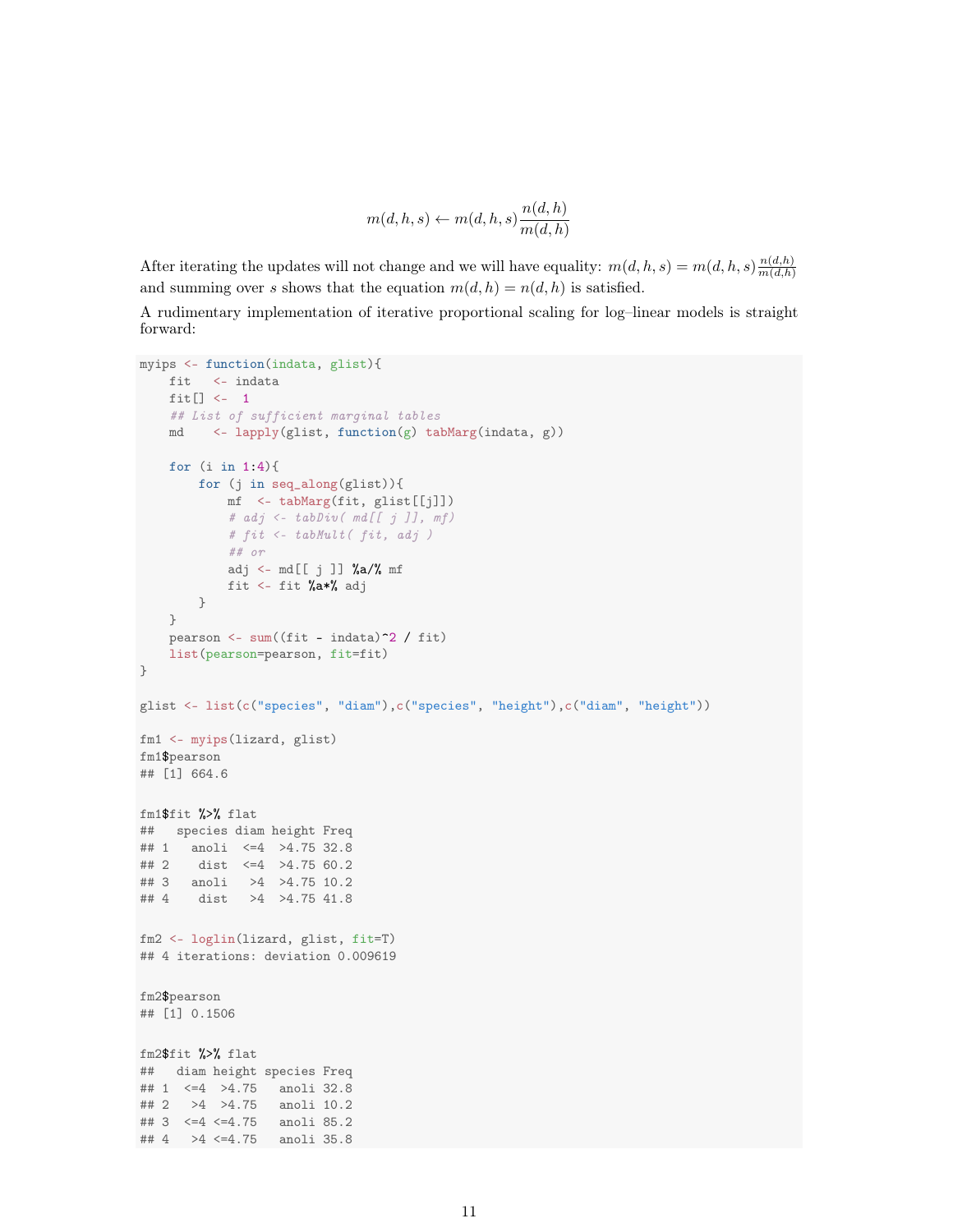$$m(d, h, s) \leftarrow m(d, h, s) \frac{n(d, h)}{m(d, h)}$$

After iterating the updates will not change and we will have equality: $m(d, h, s) = m(d, h, s) \frac{n(d,h)}{m(d,h)}$ and summing over $s$ shows that the equation $m(d, h) = n(d, h)$ is satisfied.

A rudimentary implementation of iterative proportional scaling for log–linear models is straight forward:

```
myips <- function(indata, glist){
    fit   <- indata
    fit[] <-  1
    ## List of sufficient marginal tables
    md    <- lapply(glist, function(g) tabMarg(indata, g))

    for (i in 1:4){
        for (j in seq_along(glist)){
            mf  <- tabMarg(fit, glist[[j]])
            # adj <- tabDiv( md[[ j ]], mf)
            # fit <- tabMult( fit, adj )
            ## or
            adj <- md[[ j ]] %a/% mf
            fit <- fit %a*% adj
        }
    }
    pearson <- sum((fit - indata)^2 / fit)
    list(pearson=pearson, fit=fit)
}

glist <- list(c("species", "diam"),c("species", "height"),c("diam", "height"))

fm1 <- myips(lizard, glist)
fm1$pearson
## [1] 664.6

fm1$fit %>% flat
##   species diam height Freq
## 1   anoli  <=4  >4.75 32.8
## 2    dist  <=4  >4.75 60.2
## 3   anoli   >4  >4.75 10.2
## 4    dist   >4  >4.75 41.8

fm2 <- loglin(lizard, glist, fit=T)
## 4 iterations: deviation 0.009619

fm2$pearson
## [1] 0.1506

fm2$fit %>% flat
##   diam height species Freq
## 1  <=4  >4.75   anoli 32.8
## 2   >4  >4.75   anoli 10.2
## 3  <=4 <=4.75   anoli 85.2
## 4   >4 <=4.75   anoli 35.8
```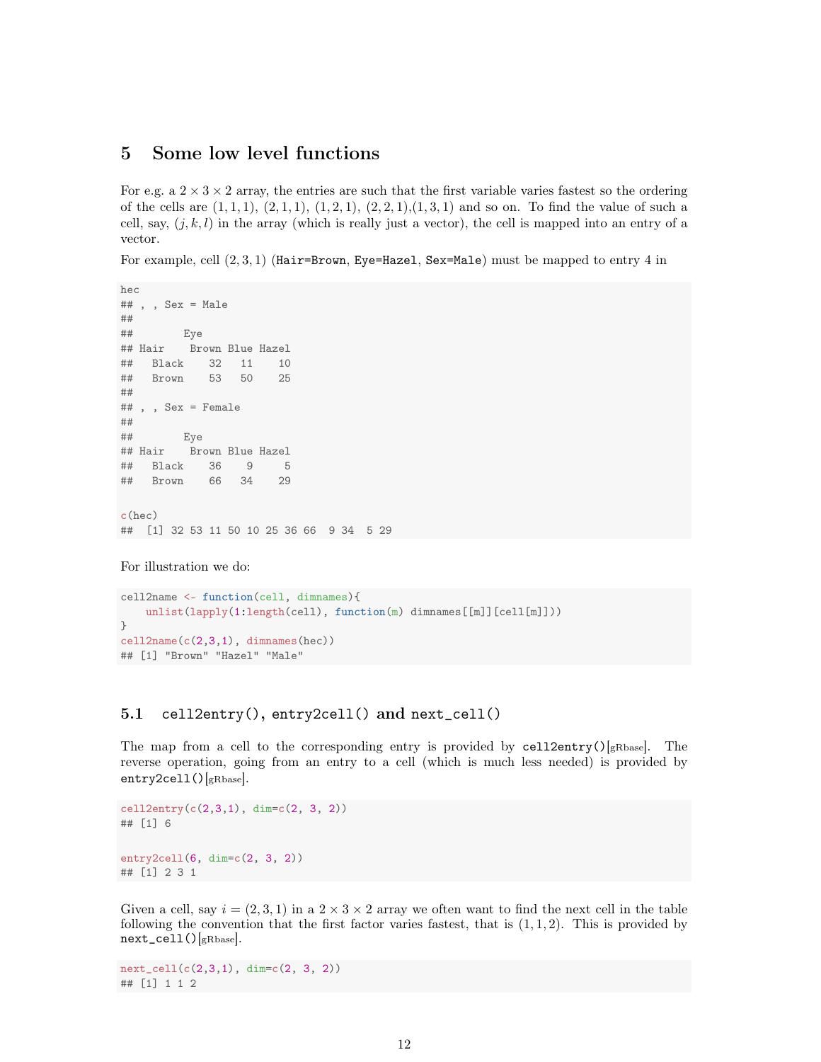# 5 Some low level functions

For e.g. a $2 \times 3 \times 2$ array, the entries are such that the first variable varies fastest so the ordering of the cells are $(1, 1, 1)$, $(2, 1, 1)$, $(1, 2, 1)$, $(2, 2, 1)$,$(1, 3, 1)$ and so on. To find the value of such a cell, say, $(j, k, l)$ in the array (which is really just a vector), the cell is mapped into an entry of a vector.

For example, cell $(2, 3, 1)$ (`Hair=Brown`, `Eye=Hazel`, `Sex=Male`) must be mapped to entry 4 in

```
hec
## , , Sex = Male
##
##        Eye
## Hair    Brown Blue Hazel
##   Black    32   11    10
##   Brown    53   50    25
##
## , , Sex = Female
##
##        Eye
## Hair    Brown Blue Hazel
##   Black    36    9     5
##   Brown    66   34    29

c(hec)
##  [1] 32 53 11 50 10 25 36 66  9 34  5 29
```

For illustration we do:

```
cell2name <- function(cell, dimnames){
    unlist(lapply(1:length(cell), function(m) dimnames[[m]][cell[m]]))
}
cell2name(c(2,3,1), dimnames(hec))
## [1] "Brown" "Hazel" "Male"
```

## 5.1 `cell2entry()`, `entry2cell()` and `next_cell()`

The map from a cell to the corresponding entry is provided by `cell2entry()`[gRbase]. The reverse operation, going from an entry to a cell (which is much less needed) is provided by `entry2cell()`[gRbase].

```
cell2entry(c(2,3,1), dim=c(2, 3, 2))
## [1] 6

entry2cell(6, dim=c(2, 3, 2))
## [1] 2 3 1
```

Given a cell, say $i = (2, 3, 1)$ in a $2 \times 3 \times 2$ array we often want to find the next cell in the table following the convention that the first factor varies fastest, that is $(1, 1, 2)$. This is provided by `next_cell()`[gRbase].

```
next_cell(c(2,3,1), dim=c(2, 3, 2))
## [1] 1 1 2
```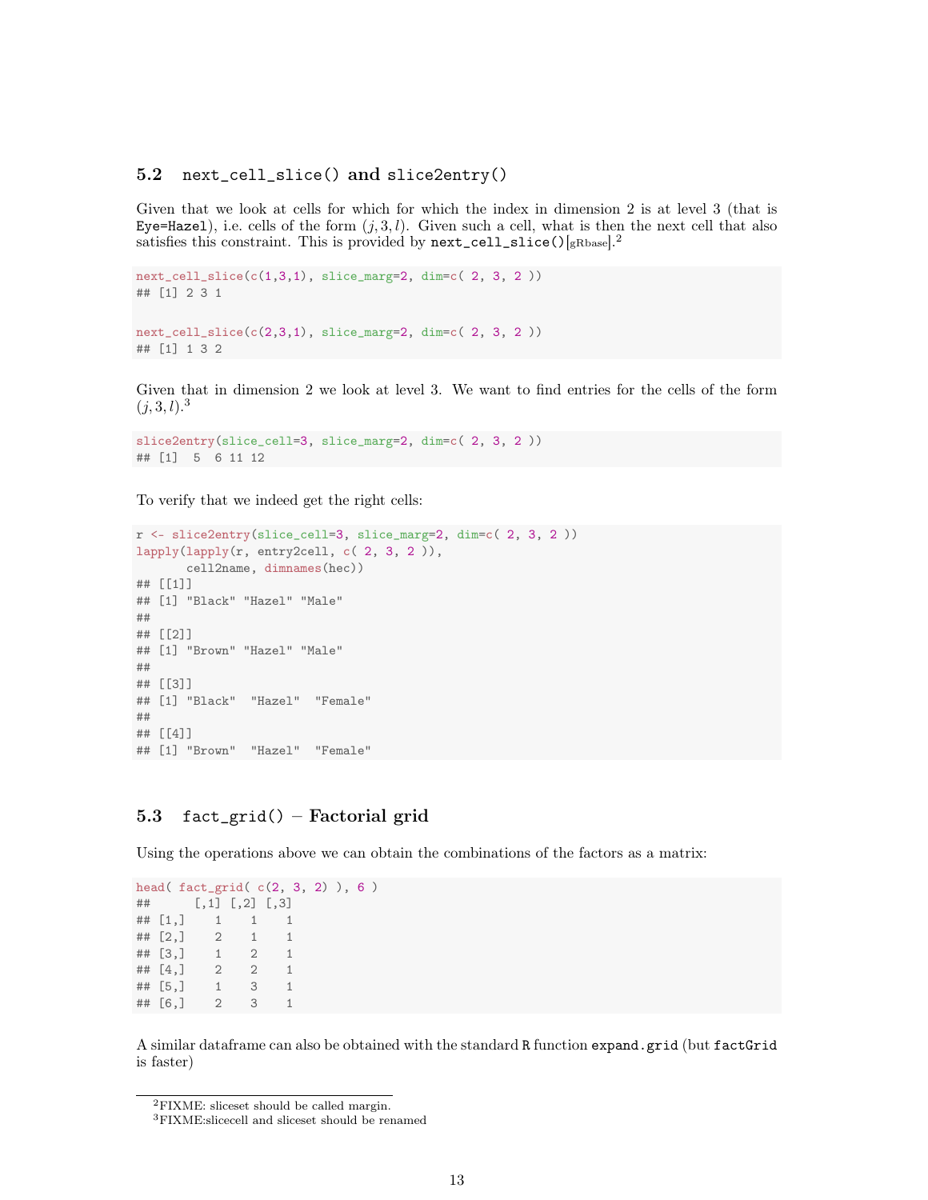## 5.2 `next_cell_slice()` and `slice2entry()`

Given that we look at cells for which for which the index in dimension 2 is at level 3 (that is `Eye=Hazel`), i.e. cells of the form $(j, 3, l)$. Given such a cell, what is then the next cell that also satisfies this constraint. This is provided by `next_cell_slice()`[gRbase].[2]

```
next_cell_slice(c(1,3,1), slice_marg=2, dim=c( 2, 3, 2 ))
## [1] 2 3 1

next_cell_slice(c(2,3,1), slice_marg=2, dim=c( 2, 3, 2 ))
## [1] 1 3 2
```

Given that in dimension 2 we look at level 3. We want to find entries for the cells of the form $(j, 3, l)$.[3]

```
slice2entry(slice_cell=3, slice_marg=2, dim=c( 2, 3, 2 ))
## [1]  5  6 11 12
```

To verify that we indeed get the right cells:

```
r <- slice2entry(slice_cell=3, slice_marg=2, dim=c( 2, 3, 2 ))
lapply(lapply(r, entry2cell, c( 2, 3, 2 )),
       cell2name, dimnames(hec))
## [[1]]
## [1] "Black" "Hazel" "Male"
##
## [[2]]
## [1] "Brown" "Hazel" "Male"
##
## [[3]]
## [1] "Black"  "Hazel"  "Female"
##
## [[4]]
## [1] "Brown"  "Hazel"  "Female"
```

## 5.3 `fact_grid()` – Factorial grid

Using the operations above we can obtain the combinations of the factors as a matrix:

```
head( fact_grid( c(2, 3, 2) ), 6 )
##      [,1] [,2] [,3]
## [1,]    1    1    1
## [2,]    2    1    1
## [3,]    1    2    1
## [4,]    2    2    1
## [5,]    1    3    1
## [6,]    2    3    1
```

A similar dataframe can also be obtained with the standard R function `expand.grid` (but `factGrid` is faster)

[2] FIXME: sliceset should be called margin.

[3] FIXME:slicecell and sliceset should be renamed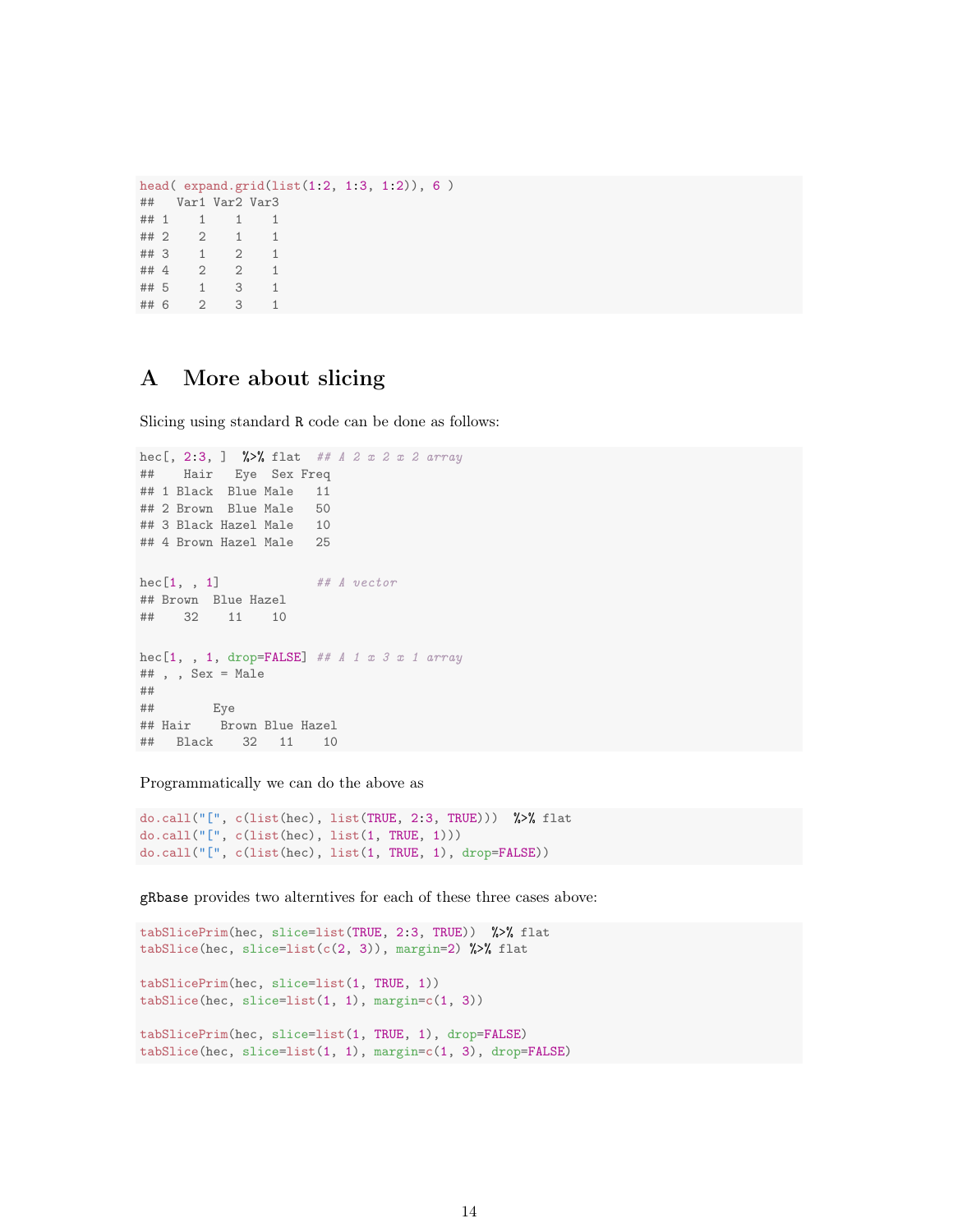```
head( expand.grid(list(1:2, 1:3, 1:2)), 6 )
##   Var1 Var2 Var3
## 1    1    1    1
## 2    2    1    1
## 3    1    2    1
## 4    2    2    1
## 5    1    3    1
## 6    2    3    1
```

# A More about slicing

Slicing using standard R code can be done as follows:

```
hec[, 2:3, ]  %>% flat  ## A 2 x 2 x 2 array
##    Hair   Eye  Sex Freq
## 1 Black  Blue Male   11
## 2 Brown  Blue Male   50
## 3 Black Hazel Male   10
## 4 Brown Hazel Male   25

hec[1, , 1]             ## A vector
## Brown  Blue Hazel
##    32    11    10

hec[1, , 1, drop=FALSE] ## A 1 x 3 x 1 array
## , , Sex = Male
##
##        Eye
## Hair    Brown Blue Hazel
##   Black    32   11    10
```

Programmatically we can do the above as

```
do.call("[", c(list(hec), list(TRUE, 2:3, TRUE)))  %>% flat
do.call("[", c(list(hec), list(1, TRUE, 1)))
do.call("[", c(list(hec), list(1, TRUE, 1), drop=FALSE))
```

gRbase provides two alterntives for each of these three cases above:

```
tabSlicePrim(hec, slice=list(TRUE, 2:3, TRUE))  %>% flat
tabSlice(hec, slice=list(c(2, 3)), margin=2) %>% flat

tabSlicePrim(hec, slice=list(1, TRUE, 1))
tabSlice(hec, slice=list(1, 1), margin=c(1, 3))

tabSlicePrim(hec, slice=list(1, TRUE, 1), drop=FALSE)
tabSlice(hec, slice=list(1, 1), margin=c(1, 3), drop=FALSE)
```